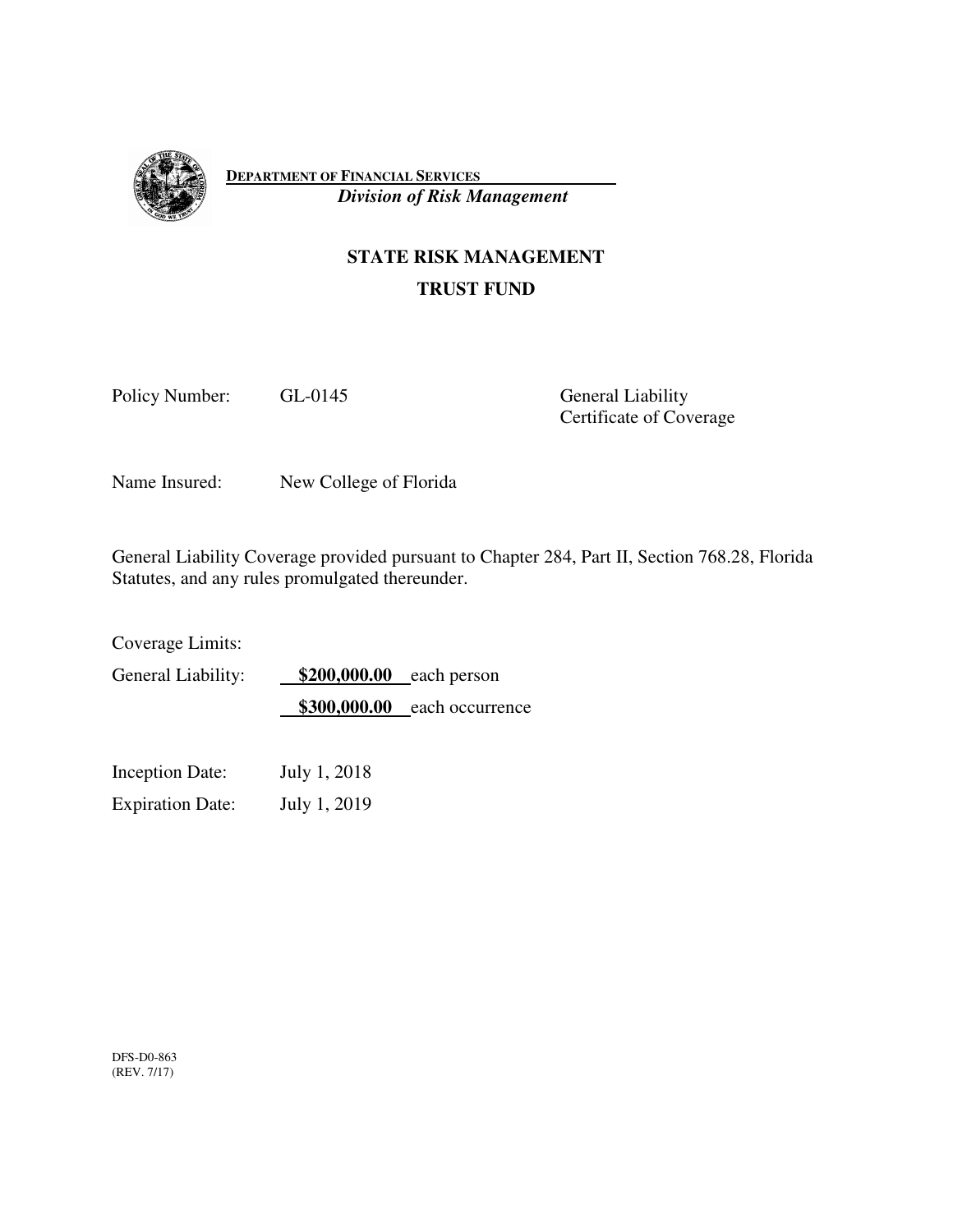**DEPARTMENT OF FINANCIAL SERVICES**
*Division of Risk Management*

## STATE RISK MANAGEMENT
## TRUST FUND

Policy Number: GL-0145

General Liability Certificate of Coverage

Name Insured: New College of Florida

General Liability Coverage provided pursuant to Chapter 284, Part II, Section 768.28, Florida Statutes, and any rules promulgated thereunder.

Coverage Limits:

General Liability: **$200,000.00** each person

**$300,000.00** each occurrence

Inception Date: July 1, 2018

Expiration Date: July 1, 2019

DFS-D0-863
(REV. 7/17)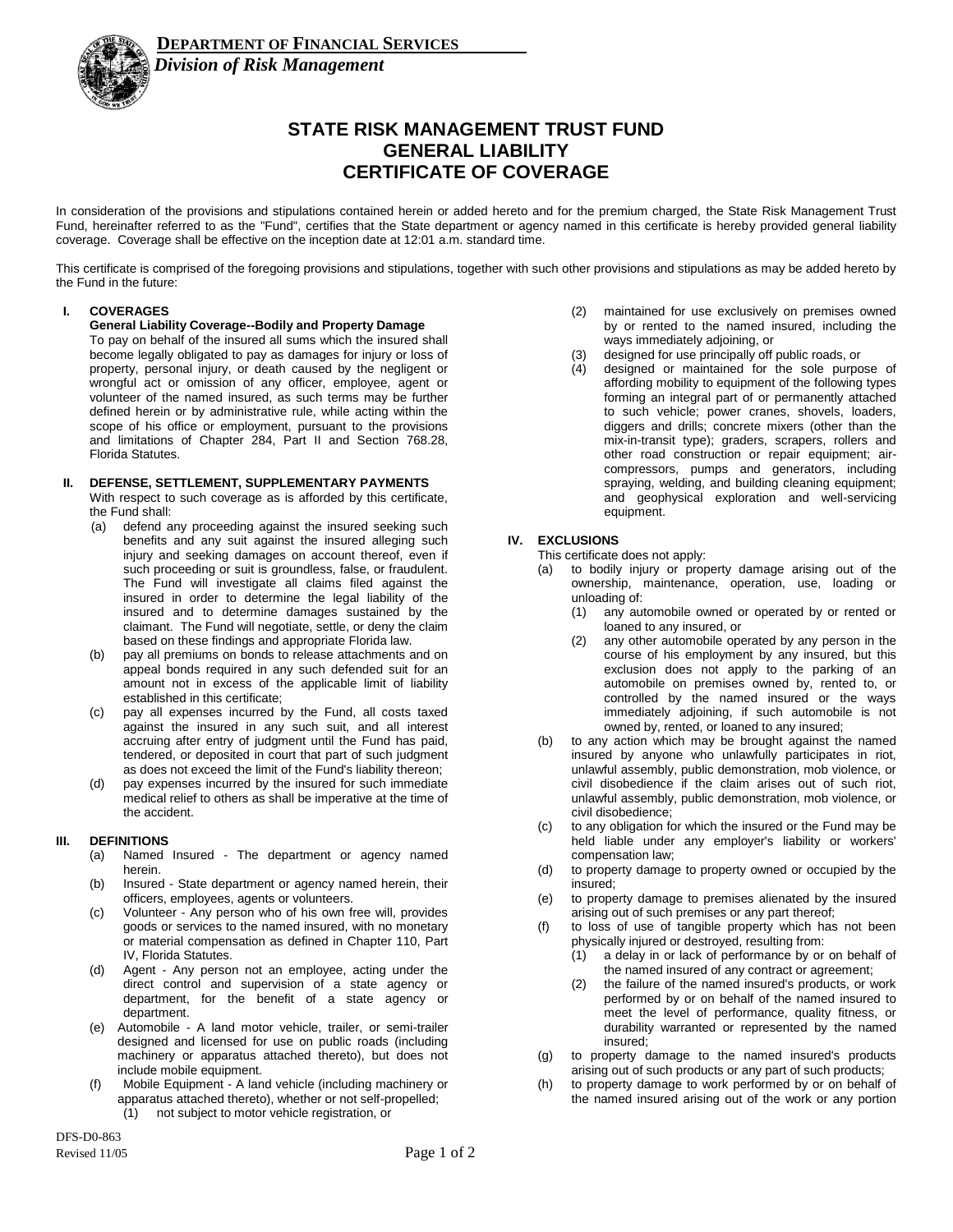**DEPARTMENT OF FINANCIAL SERVICES**

*Division of Risk Management*

# STATE RISK MANAGEMENT TRUST FUND
# GENERAL LIABILITY
# CERTIFICATE OF COVERAGE

In consideration of the provisions and stipulations contained herein or added hereto and for the premium charged, the State Risk Management Trust Fund, hereinafter referred to as the "Fund", certifies that the State department or agency named in this certificate is hereby provided general liability coverage. Coverage shall be effective on the inception date at 12:01 a.m. standard time.

This certificate is comprised of the foregoing provisions and stipulations, together with such other provisions and stipulations as may be added hereto by the Fund in the future:

## I. COVERAGES

**General Liability Coverage--Bodily and Property Damage**

To pay on behalf of the insured all sums which the insured shall become legally obligated to pay as damages for injury or loss of property, personal injury, or death caused by the negligent or wrongful act or omission of any officer, employee, agent or volunteer of the named insured, as such terms may be further defined herein or by administrative rule, while acting within the scope of his office or employment, pursuant to the provisions and limitations of Chapter 284, Part II and Section 768.28, Florida Statutes.

## II. DEFENSE, SETTLEMENT, SUPPLEMENTARY PAYMENTS

With respect to such coverage as is afforded by this certificate, the Fund shall:

(a) defend any proceeding against the insured seeking such benefits and any suit against the insured alleging such injury and seeking damages on account thereof, even if such proceeding or suit is groundless, false, or fraudulent. The Fund will investigate all claims filed against the insured in order to determine the legal liability of the insured and to determine damages sustained by the claimant. The Fund will negotiate, settle, or deny the claim based on these findings and appropriate Florida law.

(b) pay all premiums on bonds to release attachments and on appeal bonds required in any such defended suit for an amount not in excess of the applicable limit of liability established in this certificate;

(c) pay all expenses incurred by the Fund, all costs taxed against the insured in any such suit, and all interest accruing after entry of judgment until the Fund has paid, tendered, or deposited in court that part of such judgment as does not exceed the limit of the Fund's liability thereon;

(d) pay expenses incurred by the insured for such immediate medical relief to others as shall be imperative at the time of the accident.

## III. DEFINITIONS

(a) Named Insured - The department or agency named herein.

(b) Insured - State department or agency named herein, their officers, employees, agents or volunteers.

(c) Volunteer - Any person who of his own free will, provides goods or services to the named insured, with no monetary or material compensation as defined in Chapter 110, Part IV, Florida Statutes.

(d) Agent - Any person not an employee, acting under the direct control and supervision of a state agency or department, for the benefit of a state agency or department.

(e) Automobile - A land motor vehicle, trailer, or semi-trailer designed and licensed for use on public roads (including machinery or apparatus attached thereto), but does not include mobile equipment.

(f) Mobile Equipment - A land vehicle (including machinery or apparatus attached thereto), whether or not self-propelled;

(1) not subject to motor vehicle registration, or

(2) maintained for use exclusively on premises owned by or rented to the named insured, including the ways immediately adjoining, or

(3) designed for use principally off public roads, or

(4) designed or maintained for the sole purpose of affording mobility to equipment of the following types forming an integral part of or permanently attached to such vehicle; power cranes, shovels, loaders, diggers and drills; concrete mixers (other than the mix-in-transit type); graders, scrapers, rollers and other road construction or repair equipment; air-compressors, pumps and generators, including spraying, welding, and building cleaning equipment; and geophysical exploration and well-servicing equipment.

## IV. EXCLUSIONS

This certificate does not apply:

(a) to bodily injury or property damage arising out of the ownership, maintenance, operation, use, loading or unloading of:

(1) any automobile owned or operated by or rented or loaned to any insured, or

(2) any other automobile operated by any person in the course of his employment by any insured, but this exclusion does not apply to the parking of an automobile on premises owned by, rented to, or controlled by the named insured or the ways immediately adjoining, if such automobile is not owned by, rented, or loaned to any insured;

(b) to any action which may be brought against the named insured by anyone who unlawfully participates in riot, unlawful assembly, public demonstration, mob violence, or civil disobedience if the claim arises out of such riot, unlawful assembly, public demonstration, mob violence, or civil disobedience;

(c) to any obligation for which the insured or the Fund may be held liable under any employer's liability or workers' compensation law;

(d) to property damage to property owned or occupied by the insured;

(e) to property damage to premises alienated by the insured arising out of such premises or any part thereof;

(f) to loss of use of tangible property which has not been physically injured or destroyed, resulting from:

(1) a delay in or lack of performance by or on behalf of the named insured of any contract or agreement;

(2) the failure of the named insured's products, or work performed by or on behalf of the named insured to meet the level of performance, quality fitness, or durability warranted or represented by the named insured;

(g) to property damage to the named insured's products arising out of such products or any part of such products;

(h) to property damage to work performed by or on behalf of the named insured arising out of the work or any portion

DFS-D0-863
Revised 11/05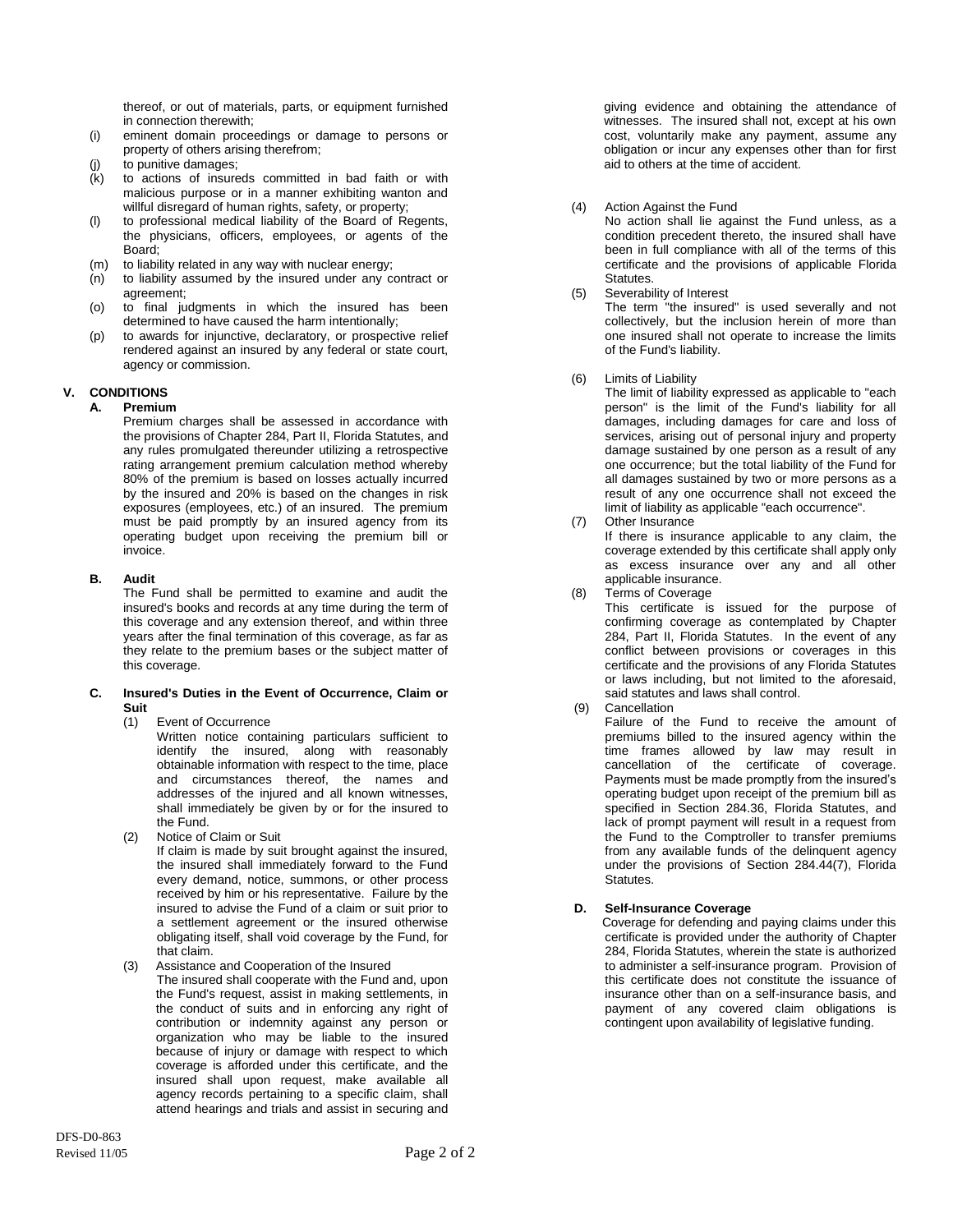thereof, or out of materials, parts, or equipment furnished in connection therewith;

(i) eminent domain proceedings or damage to persons or property of others arising therefrom;

(j) to punitive damages;

(k) to actions of insureds committed in bad faith or with malicious purpose or in a manner exhibiting wanton and willful disregard of human rights, safety, or property;

(l) to professional medical liability of the Board of Regents, the physicians, officers, employees, or agents of the Board;

(m) to liability related in any way with nuclear energy;

(n) to liability assumed by the insured under any contract or agreement;

(o) to final judgments in which the insured has been determined to have caused the harm intentionally;

(p) to awards for injunctive, declaratory, or prospective relief rendered against an insured by any federal or state court, agency or commission.

## V. CONDITIONS

### A. Premium

Premium charges shall be assessed in accordance with the provisions of Chapter 284, Part II, Florida Statutes, and any rules promulgated thereunder utilizing a retrospective rating arrangement premium calculation method whereby 80% of the premium is based on losses actually incurred by the insured and 20% is based on the changes in risk exposures (employees, etc.) of an insured. The premium must be paid promptly by an insured agency from its operating budget upon receiving the premium bill or invoice.

### B. Audit

The Fund shall be permitted to examine and audit the insured's books and records at any time during the term of this coverage and any extension thereof, and within three years after the final termination of this coverage, as far as they relate to the premium bases or the subject matter of this coverage.

### C. Insured's Duties in the Event of Occurrence, Claim or Suit

(1) Event of Occurrence

Written notice containing particulars sufficient to identify the insured, along with reasonably obtainable information with respect to the time, place and circumstances thereof, the names and addresses of the injured and all known witnesses, shall immediately be given by or for the insured to the Fund.

(2) Notice of Claim or Suit

If claim is made by suit brought against the insured, the insured shall immediately forward to the Fund every demand, notice, summons, or other process received by him or his representative. Failure by the insured to advise the Fund of a claim or suit prior to a settlement agreement or the insured otherwise obligating itself, shall void coverage by the Fund, for that claim.

(3) Assistance and Cooperation of the Insured

The insured shall cooperate with the Fund and, upon the Fund's request, assist in making settlements, in the conduct of suits and in enforcing any right of contribution or indemnity against any person or organization who may be liable to the insured because of injury or damage with respect to which coverage is afforded under this certificate, and the insured shall upon request, make available all agency records pertaining to a specific claim, shall attend hearings and trials and assist in securing and giving evidence and obtaining the attendance of witnesses. The insured shall not, except at his own cost, voluntarily make any payment, assume any obligation or incur any expenses other than for first aid to others at the time of accident.

(4) Action Against the Fund

No action shall lie against the Fund unless, as a condition precedent thereto, the insured shall have been in full compliance with all of the terms of this certificate and the provisions of applicable Florida Statutes.

(5) Severability of Interest

The term "the insured" is used severally and not collectively, but the inclusion herein of more than one insured shall not operate to increase the limits of the Fund's liability.

(6) Limits of Liability

The limit of liability expressed as applicable to "each person" is the limit of the Fund's liability for all damages, including damages for care and loss of services, arising out of personal injury and property damage sustained by one person as a result of any one occurrence; but the total liability of the Fund for all damages sustained by two or more persons as a result of any one occurrence shall not exceed the limit of liability as applicable "each occurrence".

(7) Other Insurance

If there is insurance applicable to any claim, the coverage extended by this certificate shall apply only as excess insurance over any and all other applicable insurance.

(8) Terms of Coverage

This certificate is issued for the purpose of confirming coverage as contemplated by Chapter 284, Part II, Florida Statutes. In the event of any conflict between provisions or coverages in this certificate and the provisions of any Florida Statutes or laws including, but not limited to the aforesaid, said statutes and laws shall control.

(9) Cancellation

Failure of the Fund to receive the amount of premiums billed to the insured agency within the time frames allowed by law may result in cancellation of the certificate of coverage. Payments must be made promptly from the insured's operating budget upon receipt of the premium bill as specified in Section 284.36, Florida Statutes, and lack of prompt payment will result in a request from the Fund to the Comptroller to transfer premiums from any available funds of the delinquent agency under the provisions of Section 284.44(7), Florida Statutes.

### D. Self-Insurance Coverage

Coverage for defending and paying claims under this certificate is provided under the authority of Chapter 284, Florida Statutes, wherein the state is authorized to administer a self-insurance program. Provision of this certificate does not constitute the issuance of insurance other than on a self-insurance basis, and payment of any covered claim obligations is contingent upon availability of legislative funding.

DFS-D0-863
Revised 11/05